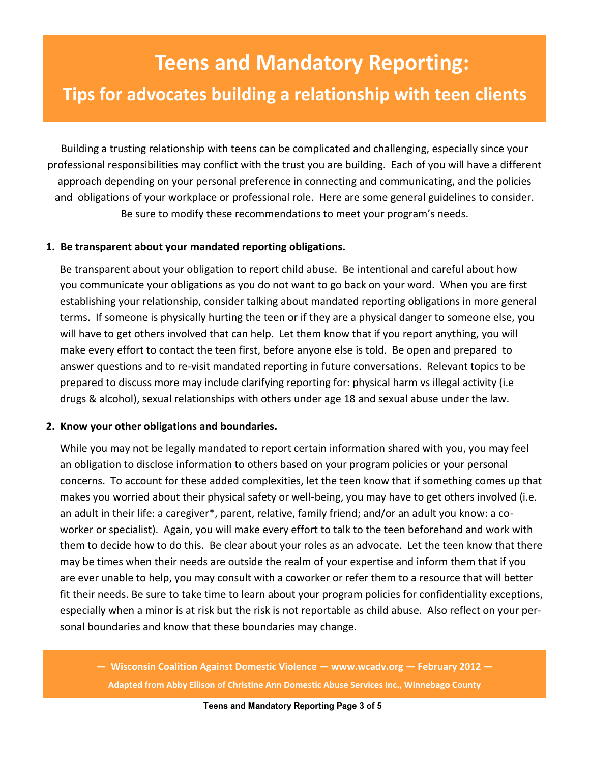# Teens and Mandatory Reporting:

## Tips for advocates building a relationship with teen clients

Building a trusting relationship with teens can be complicated and challenging, especially since your professional responsibilities may conflict with the trust you are building. Each of you will have a different approach depending on your personal preference in connecting and communicating, and the policies and obligations of your workplace or professional role. Here are some general guidelines to consider. Be sure to modify these recommendations to meet your program's needs.

**1. Be transparent about your mandated reporting obligations.**

Be transparent about your obligation to report child abuse. Be intentional and careful about how you communicate your obligations as you do not want to go back on your word. When you are first establishing your relationship, consider talking about mandated reporting obligations in more general terms. If someone is physically hurting the teen or if they are a physical danger to someone else, you will have to get others involved that can help. Let them know that if you report anything, you will make every effort to contact the teen first, before anyone else is told. Be open and prepared to answer questions and to re-visit mandated reporting in future conversations. Relevant topics to be prepared to discuss more may include clarifying reporting for: physical harm vs illegal activity (i.e drugs & alcohol), sexual relationships with others under age 18 and sexual abuse under the law.

**2. Know your other obligations and boundaries.**

While you may not be legally mandated to report certain information shared with you, you may feel an obligation to disclose information to others based on your program policies or your personal concerns. To account for these added complexities, let the teen know that if something comes up that makes you worried about their physical safety or well-being, you may have to get others involved (i.e. an adult in their life: a caregiver*, parent, relative, family friend; and/or an adult you know: a co-worker or specialist). Again, you will make every effort to talk to the teen beforehand and work with them to decide how to do this. Be clear about your roles as an advocate. Let the teen know that there may be times when their needs are outside the realm of your expertise and inform them that if you are ever unable to help, you may consult with a coworker or refer them to a resource that will better fit their needs. Be sure to take time to learn about your program policies for confidentiality exceptions, especially when a minor is at risk but the risk is not reportable as child abuse. Also reflect on your personal boundaries and know that these boundaries may change.

**— Wisconsin Coalition Against Domestic Violence — www.wcadv.org — February 2012 —**

**Adapted from Abby Ellison of Christine Ann Domestic Abuse Services Inc., Winnebago County**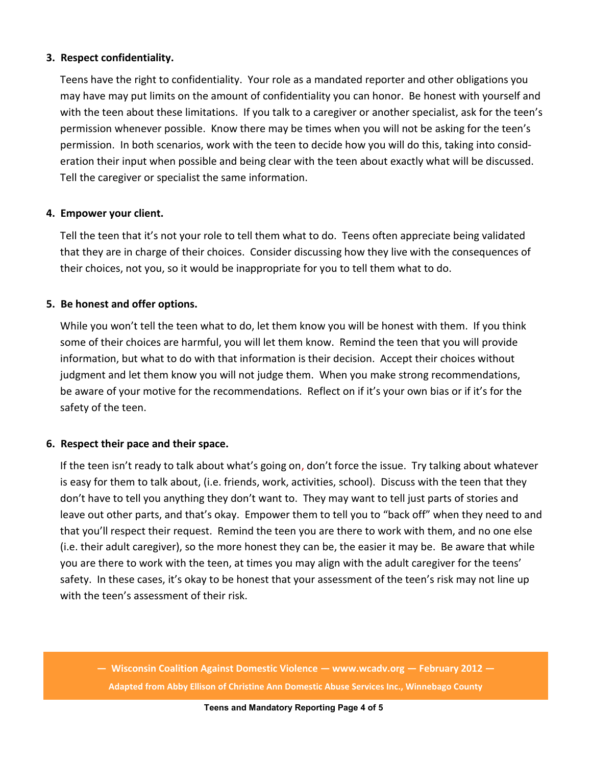3. **Respect confidentiality.**

   Teens have the right to confidentiality. Your role as a mandated reporter and other obligations you may have may put limits on the amount of confidentiality you can honor. Be honest with yourself and with the teen about these limitations. If you talk to a caregiver or another specialist, ask for the teen's permission whenever possible. Know there may be times when you will not be asking for the teen's permission. In both scenarios, work with the teen to decide how you will do this, taking into consideration their input when possible and being clear with the teen about exactly what will be discussed. Tell the caregiver or specialist the same information.

4. **Empower your client.**

   Tell the teen that it's not your role to tell them what to do. Teens often appreciate being validated that they are in charge of their choices. Consider discussing how they live with the consequences of their choices, not you, so it would be inappropriate for you to tell them what to do.

5. **Be honest and offer options.**

   While you won't tell the teen what to do, let them know you will be honest with them. If you think some of their choices are harmful, you will let them know. Remind the teen that you will provide information, but what to do with that information is their decision. Accept their choices without judgment and let them know you will not judge them. When you make strong recommendations, be aware of your motive for the recommendations. Reflect on if it's your own bias or if it's for the safety of the teen.

6. **Respect their pace and their space.**

   If the teen isn't ready to talk about what's going on, don't force the issue. Try talking about whatever is easy for them to talk about, (i.e. friends, work, activities, school). Discuss with the teen that they don't have to tell you anything they don't want to. They may want to tell just parts of stories and leave out other parts, and that's okay. Empower them to tell you to "back off" when they need to and that you'll respect their request. Remind the teen you are there to work with them, and no one else (i.e. their adult caregiver), so the more honest they can be, the easier it may be. Be aware that while you are there to work with the teen, at times you may align with the adult caregiver for the teens' safety. In these cases, it's okay to be honest that your assessment of the teen's risk may not line up with the teen's assessment of their risk.

**— Wisconsin Coalition Against Domestic Violence — www.wcadv.org — February 2012 —**

**Adapted from Abby Ellison of Christine Ann Domestic Abuse Services Inc., Winnebago County**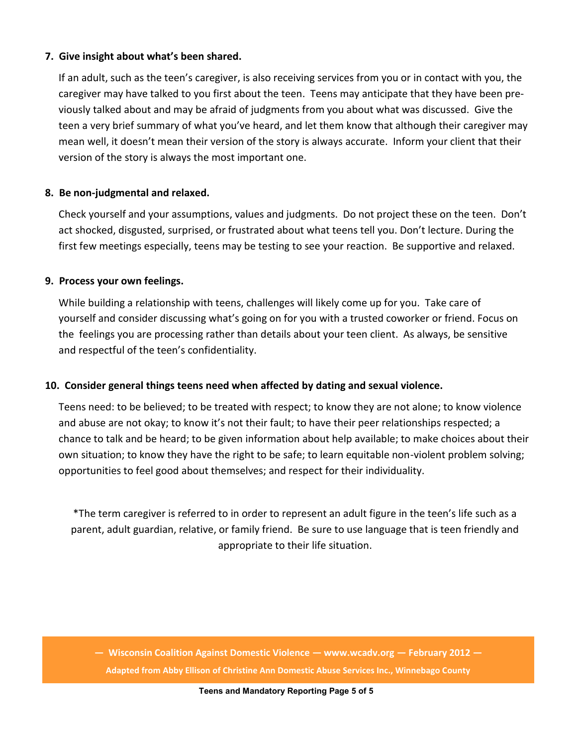**7. Give insight about what's been shared.**

If an adult, such as the teen's caregiver, is also receiving services from you or in contact with you, the caregiver may have talked to you first about the teen. Teens may anticipate that they have been previously talked about and may be afraid of judgments from you about what was discussed. Give the teen a very brief summary of what you've heard, and let them know that although their caregiver may mean well, it doesn't mean their version of the story is always accurate. Inform your client that their version of the story is always the most important one.

**8. Be non-judgmental and relaxed.**

Check yourself and your assumptions, values and judgments. Do not project these on the teen. Don't act shocked, disgusted, surprised, or frustrated about what teens tell you. Don't lecture. During the first few meetings especially, teens may be testing to see your reaction. Be supportive and relaxed.

**9. Process your own feelings.**

While building a relationship with teens, challenges will likely come up for you. Take care of yourself and consider discussing what's going on for you with a trusted coworker or friend. Focus on the feelings you are processing rather than details about your teen client. As always, be sensitive and respectful of the teen's confidentiality.

**10. Consider general things teens need when affected by dating and sexual violence.**

Teens need: to be believed; to be treated with respect; to know they are not alone; to know violence and abuse are not okay; to know it's not their fault; to have their peer relationships respected; a chance to talk and be heard; to be given information about help available; to make choices about their own situation; to know they have the right to be safe; to learn equitable non-violent problem solving; opportunities to feel good about themselves; and respect for their individuality.

*The term caregiver is referred to in order to represent an adult figure in the teen's life such as a parent, adult guardian, relative, or family friend. Be sure to use language that is teen friendly and appropriate to their life situation.

**— Wisconsin Coalition Against Domestic Violence — www.wcadv.org — February 2012 —**

**Adapted from Abby Ellison of Christine Ann Domestic Abuse Services Inc., Winnebago County**